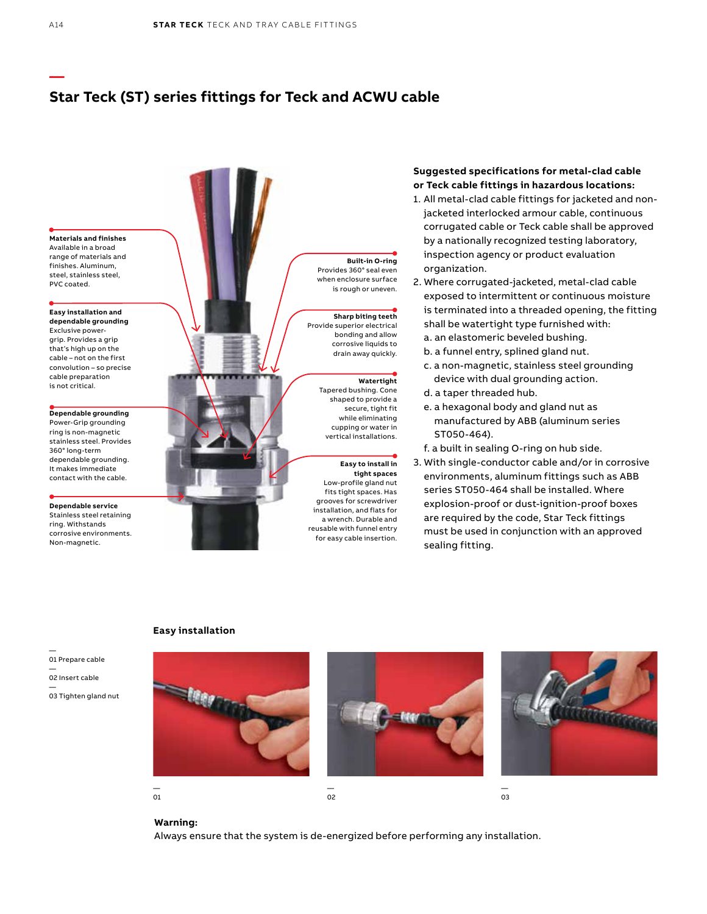# Star Teck (ST) series fittings for Teck and ACWU cable

**Materials and finishes**
Available in a broad range of materials and finishes. Aluminum, steel, stainless steel, PVC coated.

**Easy installation and dependable grounding**
Exclusive power-grip. Provides a grip that's high up on the cable – not on the first convolution – so precise cable preparation is not critical.

**Dependable grounding**
Power-Grip grounding ring is non-magnetic stainless steel. Provides 360° long-term dependable grounding. It makes immediate contact with the cable.

**Dependable service**
Stainless steel retaining ring. Withstands corrosive environments. Non-magnetic.

**Built-in O-ring**
Provides 360° seal even when enclosure surface is rough or uneven.

**Sharp biting teeth**
Provide superior electrical bonding and allow corrosive liquids to drain away quickly.

**Watertight**
Tapered bushing. Cone shaped to provide a secure, tight fit while eliminating cupping or water in vertical installations.

**Easy to install in tight spaces**
Low-profile gland nut fits tight spaces. Has grooves for screwdriver installation, and flats for a wrench. Durable and reusable with funnel entry for easy cable insertion.

**Suggested specifications for metal-clad cable or Teck cable fittings in hazardous locations:**

1. All metal-clad cable fittings for jacketed and non-jacketed interlocked armour cable, continuous corrugated cable or Teck cable shall be approved by a nationally recognized testing laboratory, inspection agency or product evaluation organization.
2. Where corrugated-jacketed, metal-clad cable exposed to intermittent or continuous moisture is terminated into a threaded opening, the fitting shall be watertight type furnished with:
   a. an elastomeric beveled bushing.
   b. a funnel entry, splined gland nut.
   c. a non-magnetic, stainless steel grounding device with dual grounding action.
   d. a taper threaded hub.
   e. a hexagonal body and gland nut as manufactured by ABB (aluminum series ST050-464).
   f. a built in sealing O-ring on hub side.
3. With single-conductor cable and/or in corrosive environments, aluminum fittings such as ABB series ST050-464 shall be installed. Where explosion-proof or dust-ignition-proof boxes are required by the code, Star Teck fittings must be used in conjunction with an approved sealing fitting.

## Easy installation

—
01 Prepare cable
—
02 Insert cable
—
03 Tighten gland nut

—
01

—
02

—
03

**Warning:**
Always ensure that the system is de-energized before performing any installation.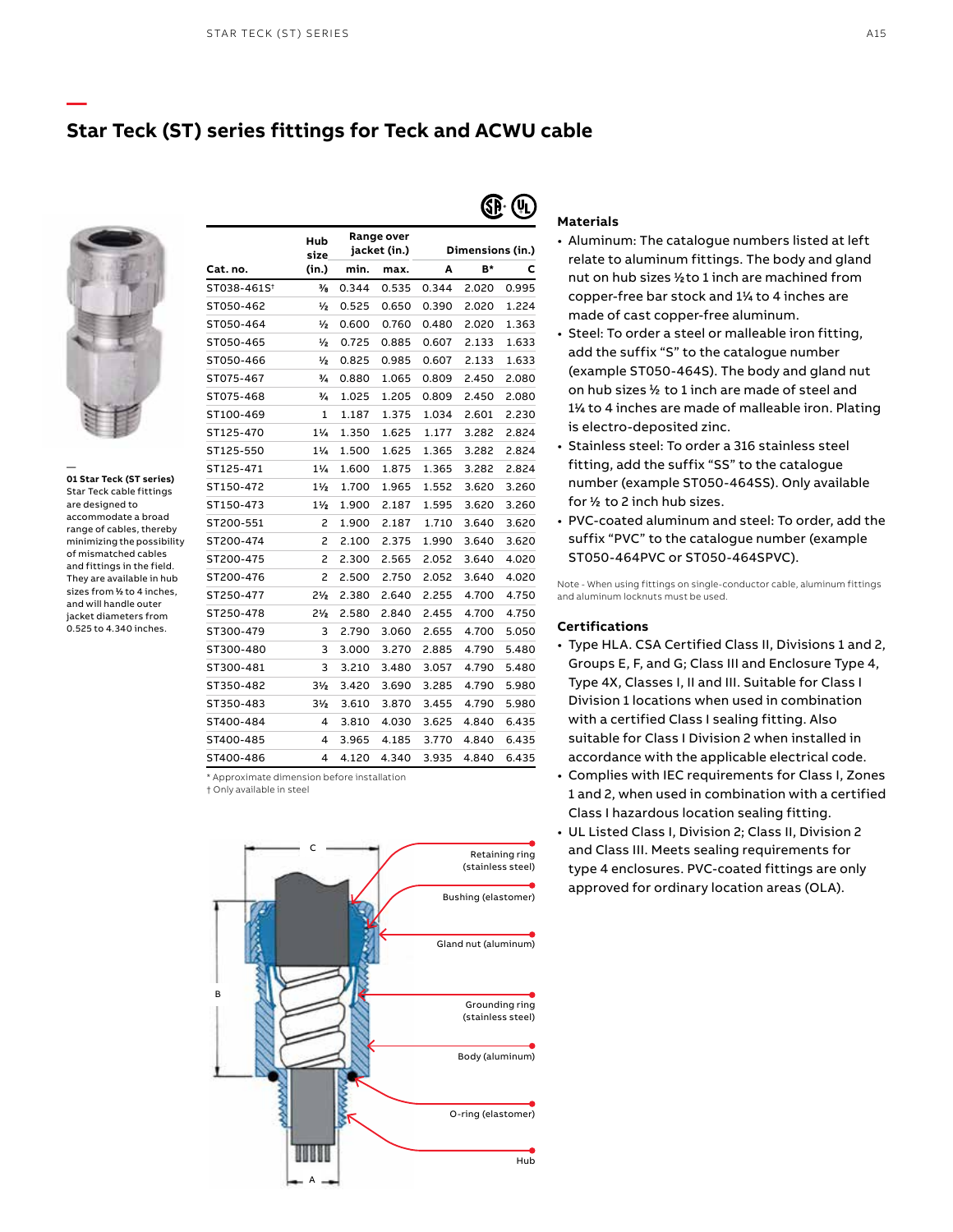## Star Teck (ST) series fittings for Teck and ACWU cable

—

**01 Star Teck (ST series)** Star Teck cable fittings are designed to accommodate a broad range of cables, thereby minimizing the possibility of mismatched cables and fittings in the field. They are available in hub sizes from ⅜ to 4 inches, and will handle outer jacket diameters from 0.525 to 4.340 inches.

| Cat. no. | Hub size (in.) | Range over jacket (in.) | | Dimensions (in.) | | |
|---|---|---|---|---|---|---|
| | | min. | max. | A | B* | C |
| ST038-461S† | ⅜ | 0.344 | 0.535 | 0.344 | 2.020 | 0.995 |
| ST050-462 | ½ | 0.525 | 0.650 | 0.390 | 2.020 | 1.224 |
| ST050-464 | ½ | 0.600 | 0.760 | 0.480 | 2.020 | 1.363 |
| ST050-465 | ½ | 0.725 | 0.885 | 0.607 | 2.133 | 1.633 |
| ST050-466 | ½ | 0.825 | 0.985 | 0.607 | 2.133 | 1.633 |
| ST075-467 | ¾ | 0.880 | 1.065 | 0.809 | 2.450 | 2.080 |
| ST075-468 | ¾ | 1.025 | 1.205 | 0.809 | 2.450 | 2.080 |
| ST100-469 | 1 | 1.187 | 1.375 | 1.034 | 2.601 | 2.230 |
| ST125-470 | 1¼ | 1.350 | 1.625 | 1.177 | 3.282 | 2.824 |
| ST125-550 | 1¼ | 1.500 | 1.625 | 1.365 | 3.282 | 2.824 |
| ST125-471 | 1¼ | 1.600 | 1.875 | 1.365 | 3.282 | 2.824 |
| ST150-472 | 1½ | 1.700 | 1.965 | 1.552 | 3.620 | 3.260 |
| ST150-473 | 1½ | 1.900 | 2.187 | 1.595 | 3.620 | 3.260 |
| ST200-551 | 2 | 1.900 | 2.187 | 1.710 | 3.640 | 3.620 |
| ST200-474 | 2 | 2.100 | 2.375 | 1.990 | 3.640 | 3.620 |
| ST200-475 | 2 | 2.300 | 2.565 | 2.052 | 3.640 | 4.020 |
| ST200-476 | 2 | 2.500 | 2.750 | 2.052 | 3.640 | 4.020 |
| ST250-477 | 2½ | 2.380 | 2.640 | 2.255 | 4.700 | 4.750 |
| ST250-478 | 2½ | 2.580 | 2.840 | 2.455 | 4.700 | 4.750 |
| ST300-479 | 3 | 2.790 | 3.060 | 2.655 | 4.700 | 5.050 |
| ST300-480 | 3 | 3.000 | 3.270 | 2.885 | 4.790 | 5.480 |
| ST300-481 | 3 | 3.210 | 3.480 | 3.057 | 4.790 | 5.480 |
| ST350-482 | 3½ | 3.420 | 3.690 | 3.285 | 4.790 | 5.980 |
| ST350-483 | 3½ | 3.610 | 3.870 | 3.455 | 4.790 | 5.980 |
| ST400-484 | 4 | 3.810 | 4.030 | 3.625 | 4.840 | 6.435 |
| ST400-485 | 4 | 3.965 | 4.185 | 3.770 | 4.840 | 6.435 |
| ST400-486 | 4 | 4.120 | 4.340 | 3.935 | 4.840 | 6.435 |

\* Approximate dimension before installation
† Only available in steel

C
B
A
Retaining ring (stainless steel)
Bushing (elastomer)
Gland nut (aluminum)
Grounding ring (stainless steel)
Body (aluminum)
O-ring (elastomer)
Hub

### Materials

- Aluminum: The catalogue numbers listed at left relate to aluminum fittings. The body and gland nut on hub sizes ½ to 1 inch are machined from copper-free bar stock and 1¼ to 4 inches are made of cast copper-free aluminum.
- Steel: To order a steel or malleable iron fitting, add the suffix "S" to the catalogue number (example ST050-464S). The body and gland nut on hub sizes ½ to 1 inch are made of steel and 1¼ to 4 inches are made of malleable iron. Plating is electro-deposited zinc.
- Stainless steel: To order a 316 stainless steel fitting, add the suffix "SS" to the catalogue number (example ST050-464SS). Only available for ½ to 2 inch hub sizes.
- PVC-coated aluminum and steel: To order, add the suffix "PVC" to the catalogue number (example ST050-464PVC or ST050-464SPVC).

Note - When using fittings on single-conductor cable, aluminum fittings and aluminum locknuts must be used.

### Certifications

- Type HLA. CSA Certified Class II, Divisions 1 and 2, Groups E, F, and G; Class III and Enclosure Type 4, Type 4X, Classes I, II and III. Suitable for Class I Division 1 locations when used in combination with a certified Class I sealing fitting. Also suitable for Class I Division 2 when installed in accordance with the applicable electrical code.
- Complies with IEC requirements for Class I, Zones 1 and 2, when used in combination with a certified Class I hazardous location sealing fitting.
- UL Listed Class I, Division 2; Class II, Division 2 and Class III. Meets sealing requirements for type 4 enclosures. PVC-coated fittings are only approved for ordinary location areas (OLA).